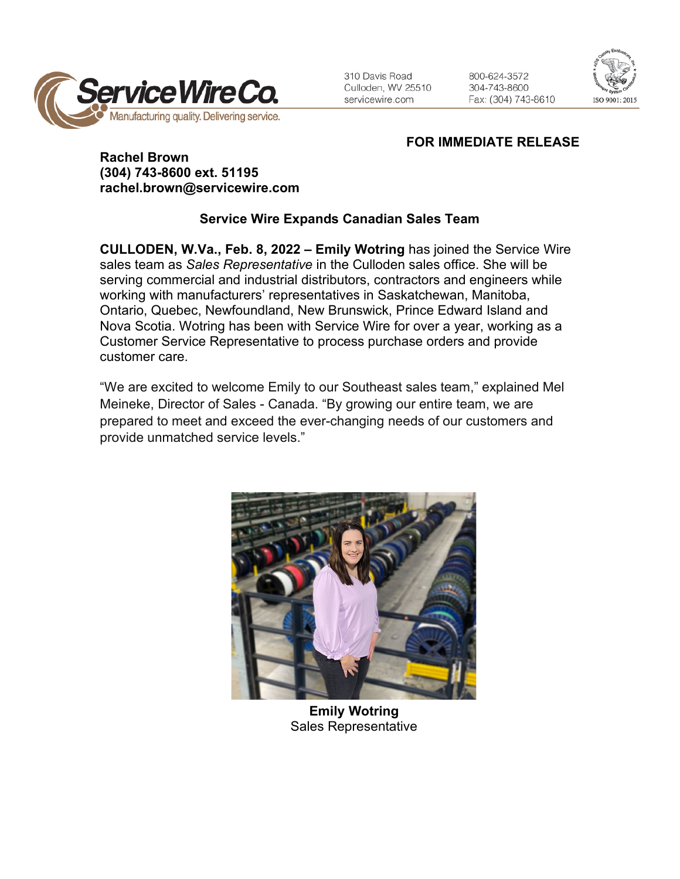Service Wire Co.
Manufacturing quality. Delivering service.

310 Davis Road
Culloden, WV 25510
servicewire.com

800-624-3572
304-743-8600
Fax: (304) 743-8610

ISO 9001: 2015

**FOR IMMEDIATE RELEASE**

**Rachel Brown**
**(304) 743-8600 ext. 51195**
**rachel.brown@servicewire.com**

## Service Wire Expands Canadian Sales Team

**CULLODEN, W.Va., Feb. 8, 2022 – Emily Wotring** has joined the Service Wire sales team as *Sales Representative* in the Culloden sales office. She will be serving commercial and industrial distributors, contractors and engineers while working with manufacturers' representatives in Saskatchewan, Manitoba, Ontario, Quebec, Newfoundland, New Brunswick, Prince Edward Island and Nova Scotia. Wotring has been with Service Wire for over a year, working as a Customer Service Representative to process purchase orders and provide customer care.

"We are excited to welcome Emily to our Southeast sales team," explained Mel Meineke, Director of Sales - Canada. "By growing our entire team, we are prepared to meet and exceed the ever-changing needs of our customers and provide unmatched service levels."

**Emily Wotring**
Sales Representative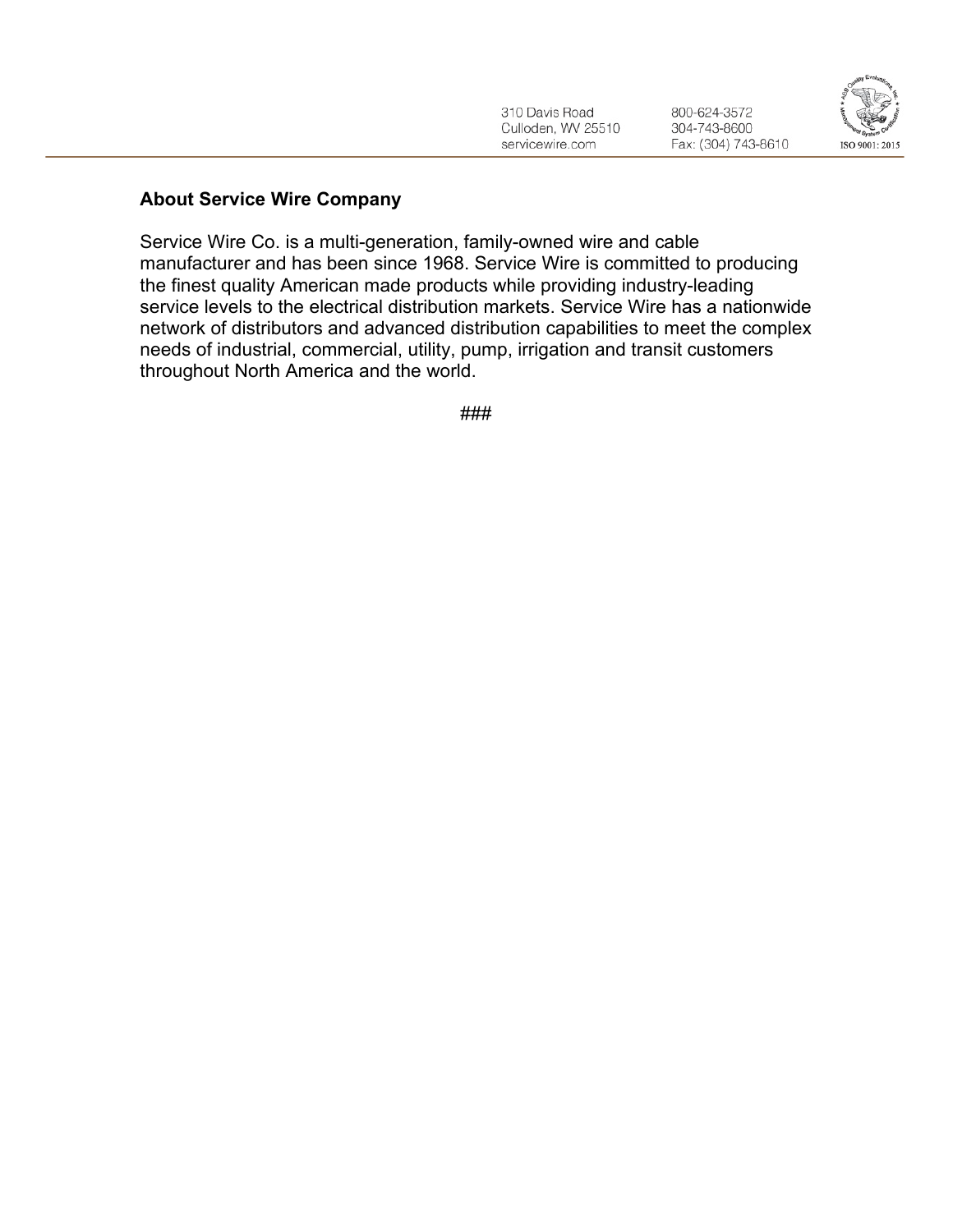310 Davis Road
Culloden, WV 25510
servicewire.com

800-624-3572
304-743-8600
Fax: (304) 743-8610

ISO 9001: 2015

**About Service Wire Company**

Service Wire Co. is a multi-generation, family-owned wire and cable manufacturer and has been since 1968. Service Wire is committed to producing the finest quality American made products while providing industry-leading service levels to the electrical distribution markets. Service Wire has a nationwide network of distributors and advanced distribution capabilities to meet the complex needs of industrial, commercial, utility, pump, irrigation and transit customers throughout North America and the world.

###